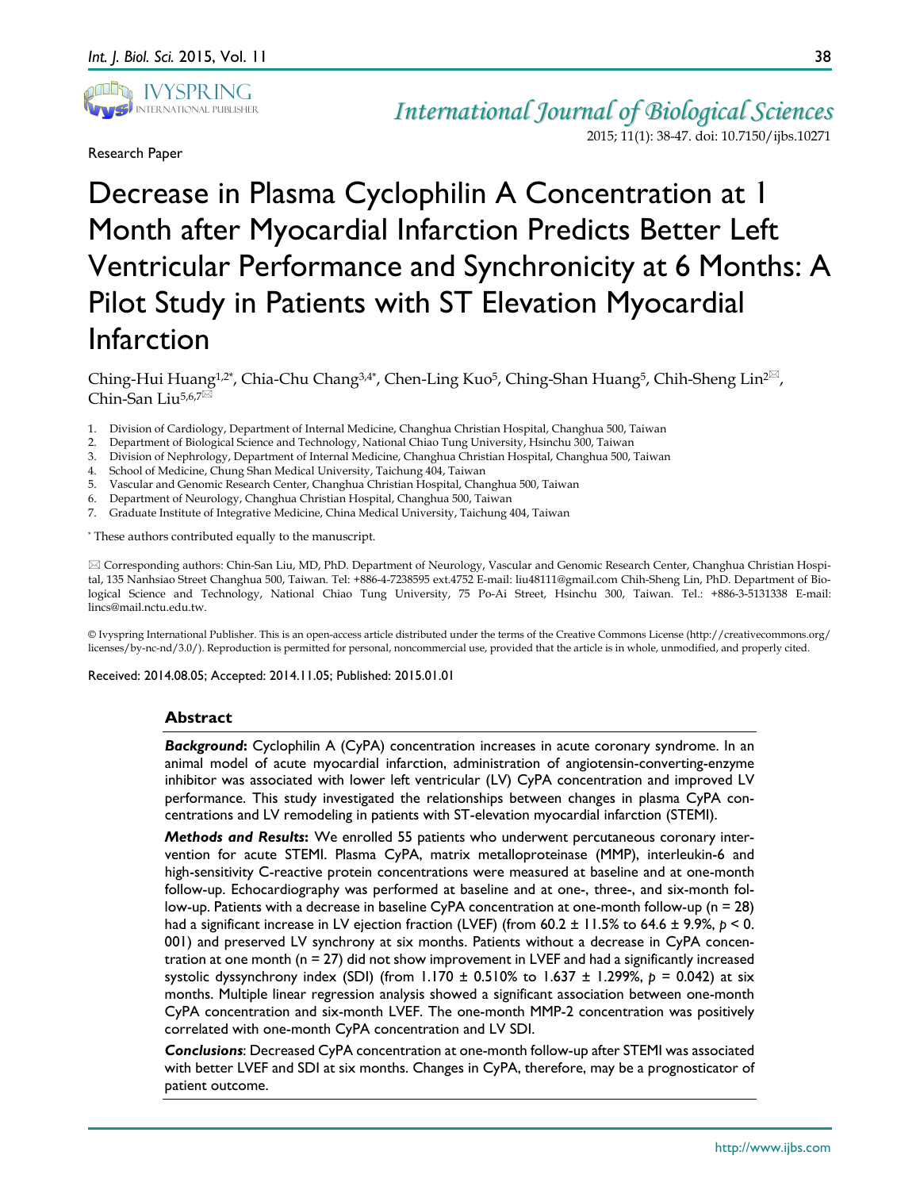Research Paper

# Decrease in Plasma Cyclophilin A Concentration at 1 Month after Myocardial Infarction Predicts Better Left Ventricular Performance and Synchronicity at 6 Months: A Pilot Study in Patients with ST Elevation Myocardial Infarction

Ching-Hui Huang[1,2*], Chia-Chu Chang[3,4*], Chen-Ling Kuo[5], Ching-Shan Huang[5], Chih-Sheng Lin[2]✉, Chin-San Liu[5,6,7]✉

1. Division of Cardiology, Department of Internal Medicine, Changhua Christian Hospital, Changhua 500, Taiwan
2. Department of Biological Science and Technology, National Chiao Tung University, Hsinchu 300, Taiwan
3. Division of Nephrology, Department of Internal Medicine, Changhua Christian Hospital, Changhua 500, Taiwan
4. School of Medicine, Chung Shan Medical University, Taichung 404, Taiwan
5. Vascular and Genomic Research Center, Changhua Christian Hospital, Changhua 500, Taiwan
6. Department of Neurology, Changhua Christian Hospital, Changhua 500, Taiwan
7. Graduate Institute of Integrative Medicine, China Medical University, Taichung 404, Taiwan

* These authors contributed equally to the manuscript.

✉ Corresponding authors: Chin-San Liu, MD, PhD. Department of Neurology, Vascular and Genomic Research Center, Changhua Christian Hospital, 135 Nanhsiao Street Changhua 500, Taiwan. Tel: +886-4-7238595 ext.4752 E-mail: liu48111@gmail.com Chih-Sheng Lin, PhD. Department of Biological Science and Technology, National Chiao Tung University, 75 Po-Ai Street, Hsinchu 300, Taiwan. Tel.: +886-3-5131338 E-mail: lincs@mail.nctu.edu.tw.

© Ivyspring International Publisher. This is an open-access article distributed under the terms of the Creative Commons License (http://creativecommons.org/licenses/by-nc-nd/3.0/). Reproduction is permitted for personal, noncommercial use, provided that the article is in whole, unmodified, and properly cited.

Received: 2014.08.05; Accepted: 2014.11.05; Published: 2015.01.01

## Abstract

***Background*:** Cyclophilin A (CyPA) concentration increases in acute coronary syndrome. In an animal model of acute myocardial infarction, administration of angiotensin-converting-enzyme inhibitor was associated with lower left ventricular (LV) CyPA concentration and improved LV performance. This study investigated the relationships between changes in plasma CyPA concentrations and LV remodeling in patients with ST-elevation myocardial infarction (STEMI).

***Methods and Results*:** We enrolled 55 patients who underwent percutaneous coronary intervention for acute STEMI. Plasma CyPA, matrix metalloproteinase (MMP), interleukin-6 and high-sensitivity C-reactive protein concentrations were measured at baseline and at one-month follow-up. Echocardiography was performed at baseline and at one-, three-, and six-month follow-up. Patients with a decrease in baseline CyPA concentration at one-month follow-up (n = 28) had a significant increase in LV ejection fraction (LVEF) (from 60.2 ± 11.5% to 64.6 ± 9.9%, $p < 0.001$) and preserved LV synchrony at six months. Patients without a decrease in CyPA concentration at one month (n = 27) did not show improvement in LVEF and had a significantly increased systolic dyssynchrony index (SDI) (from 1.170 ± 0.510% to 1.637 ± 1.299%, $p = 0.042$) at six months. Multiple linear regression analysis showed a significant association between one-month CyPA concentration and six-month LVEF. The one-month MMP-2 concentration was positively correlated with one-month CyPA concentration and LV SDI.

***Conclusions***: Decreased CyPA concentration at one-month follow-up after STEMI was associated with better LVEF and SDI at six months. Changes in CyPA, therefore, may be a prognosticator of patient outcome.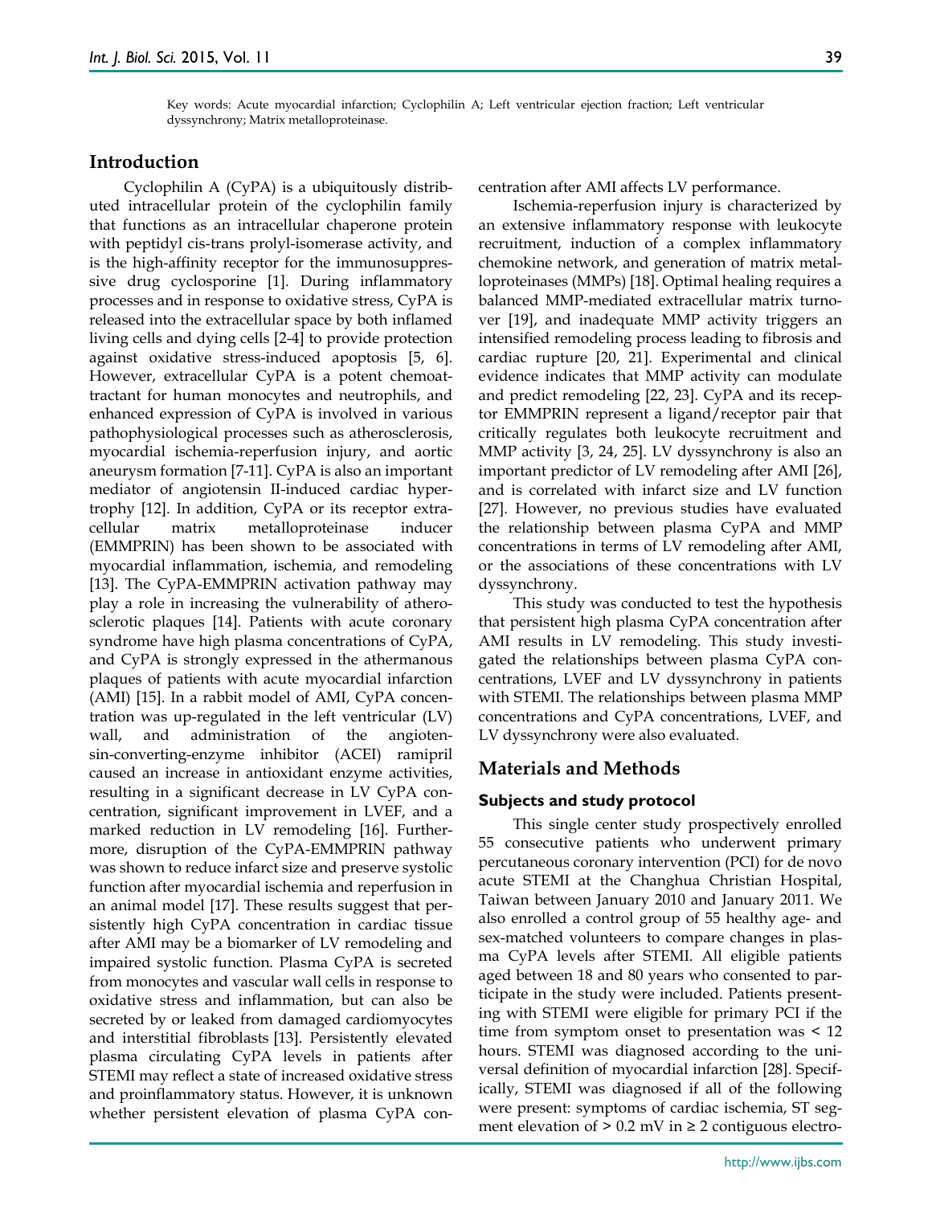Key words: Acute myocardial infarction; Cyclophilin A; Left ventricular ejection fraction; Left ventricular dyssynchrony; Matrix metalloproteinase.

## Introduction

Cyclophilin A (CyPA) is a ubiquitously distributed intracellular protein of the cyclophilin family that functions as an intracellular chaperone protein with peptidyl cis-trans prolyl-isomerase activity, and is the high-affinity receptor for the immunosuppressive drug cyclosporine [1]. During inflammatory processes and in response to oxidative stress, CyPA is released into the extracellular space by both inflamed living cells and dying cells [2-4] to provide protection against oxidative stress-induced apoptosis [5, 6]. However, extracellular CyPA is a potent chemoattractant for human monocytes and neutrophils, and enhanced expression of CyPA is involved in various pathophysiological processes such as atherosclerosis, myocardial ischemia-reperfusion injury, and aortic aneurysm formation [7-11]. CyPA is also an important mediator of angiotensin II-induced cardiac hypertrophy [12]. In addition, CyPA or its receptor extracellular matrix metalloproteinase inducer (EMMPRIN) has been shown to be associated with myocardial inflammation, ischemia, and remodeling [13]. The CyPA-EMMPRIN activation pathway may play a role in increasing the vulnerability of atherosclerotic plaques [14]. Patients with acute coronary syndrome have high plasma concentrations of CyPA, and CyPA is strongly expressed in the athermanous plaques of patients with acute myocardial infarction (AMI) [15]. In a rabbit model of AMI, CyPA concentration was up-regulated in the left ventricular (LV) wall, and administration of the angiotensin-converting-enzyme inhibitor (ACEI) ramipril caused an increase in antioxidant enzyme activities, resulting in a significant decrease in LV CyPA concentration, significant improvement in LVEF, and a marked reduction in LV remodeling [16]. Furthermore, disruption of the CyPA-EMMPRIN pathway was shown to reduce infarct size and preserve systolic function after myocardial ischemia and reperfusion in an animal model [17]. These results suggest that persistently high CyPA concentration in cardiac tissue after AMI may be a biomarker of LV remodeling and impaired systolic function. Plasma CyPA is secreted from monocytes and vascular wall cells in response to oxidative stress and inflammation, but can also be secreted by or leaked from damaged cardiomyocytes and interstitial fibroblasts [13]. Persistently elevated plasma circulating CyPA levels in patients after STEMI may reflect a state of increased oxidative stress and proinflammatory status. However, it is unknown whether persistent elevation of plasma CyPA concentration after AMI affects LV performance.

Ischemia-reperfusion injury is characterized by an extensive inflammatory response with leukocyte recruitment, induction of a complex inflammatory chemokine network, and generation of matrix metalloproteinases (MMPs) [18]. Optimal healing requires a balanced MMP-mediated extracellular matrix turnover [19], and inadequate MMP activity triggers an intensified remodeling process leading to fibrosis and cardiac rupture [20, 21]. Experimental and clinical evidence indicates that MMP activity can modulate and predict remodeling [22, 23]. CyPA and its receptor EMMPRIN represent a ligand/receptor pair that critically regulates both leukocyte recruitment and MMP activity [3, 24, 25]. LV dyssynchrony is also an important predictor of LV remodeling after AMI [26], and is correlated with infarct size and LV function [27]. However, no previous studies have evaluated the relationship between plasma CyPA and MMP concentrations in terms of LV remodeling after AMI, or the associations of these concentrations with LV dyssynchrony.

This study was conducted to test the hypothesis that persistent high plasma CyPA concentration after AMI results in LV remodeling. This study investigated the relationships between plasma CyPA concentrations, LVEF and LV dyssynchrony in patients with STEMI. The relationships between plasma MMP concentrations and CyPA concentrations, LVEF, and LV dyssynchrony were also evaluated.

## Materials and Methods

### Subjects and study protocol

This single center study prospectively enrolled 55 consecutive patients who underwent primary percutaneous coronary intervention (PCI) for de novo acute STEMI at the Changhua Christian Hospital, Taiwan between January 2010 and January 2011. We also enrolled a control group of 55 healthy age- and sex-matched volunteers to compare changes in plasma CyPA levels after STEMI. All eligible patients aged between 18 and 80 years who consented to participate in the study were included. Patients presenting with STEMI were eligible for primary PCI if the time from symptom onset to presentation was < 12 hours. STEMI was diagnosed according to the universal definition of myocardial infarction [28]. Specifically, STEMI was diagnosed if all of the following were present: symptoms of cardiac ischemia, ST segment elevation of > 0.2 mV in ≥ 2 contiguous electro-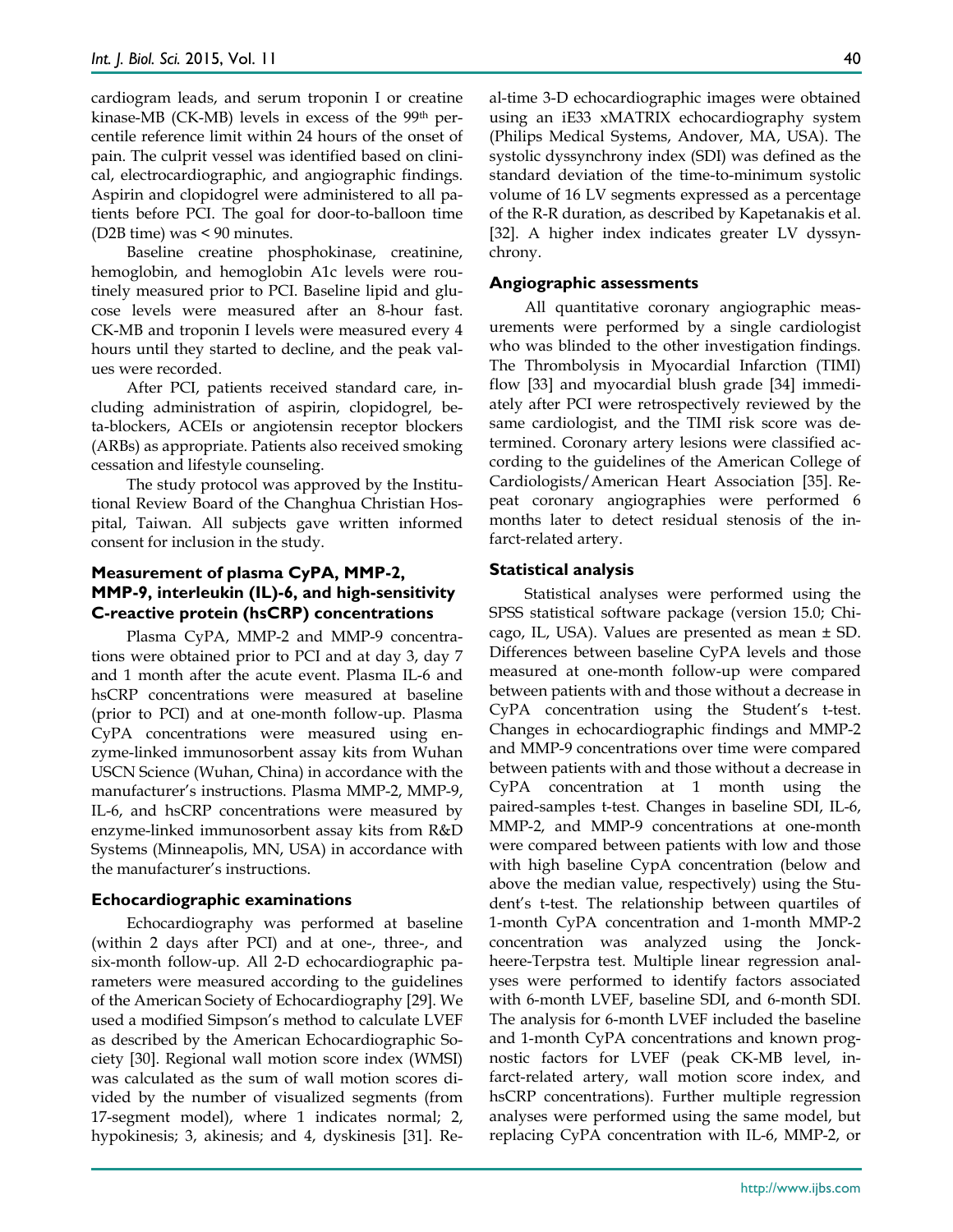cardiogram leads, and serum troponin I or creatine kinase-MB (CK-MB) levels in excess of the 99th percentile reference limit within 24 hours of the onset of pain. The culprit vessel was identified based on clinical, electrocardiographic, and angiographic findings. Aspirin and clopidogrel were administered to all patients before PCI. The goal for door-to-balloon time (D2B time) was < 90 minutes.

Baseline creatine phosphokinase, creatinine, hemoglobin, and hemoglobin A1c levels were routinely measured prior to PCI. Baseline lipid and glucose levels were measured after an 8-hour fast. CK-MB and troponin I levels were measured every 4 hours until they started to decline, and the peak values were recorded.

After PCI, patients received standard care, including administration of aspirin, clopidogrel, beta-blockers, ACEIs or angiotensin receptor blockers (ARBs) as appropriate. Patients also received smoking cessation and lifestyle counseling.

The study protocol was approved by the Institutional Review Board of the Changhua Christian Hospital, Taiwan. All subjects gave written informed consent for inclusion in the study.

### Measurement of plasma CyPA, MMP-2, MMP-9, interleukin (IL)-6, and high-sensitivity C-reactive protein (hsCRP) concentrations

Plasma CyPA, MMP-2 and MMP-9 concentrations were obtained prior to PCI and at day 3, day 7 and 1 month after the acute event. Plasma IL-6 and hsCRP concentrations were measured at baseline (prior to PCI) and at one-month follow-up. Plasma CyPA concentrations were measured using enzyme-linked immunosorbent assay kits from Wuhan USCN Science (Wuhan, China) in accordance with the manufacturer's instructions. Plasma MMP-2, MMP-9, IL-6, and hsCRP concentrations were measured by enzyme-linked immunosorbent assay kits from R&D Systems (Minneapolis, MN, USA) in accordance with the manufacturer's instructions.

### Echocardiographic examinations

Echocardiography was performed at baseline (within 2 days after PCI) and at one-, three-, and six-month follow-up. All 2-D echocardiographic parameters were measured according to the guidelines of the American Society of Echocardiography [29]. We used a modified Simpson's method to calculate LVEF as described by the American Echocardiographic Society [30]. Regional wall motion score index (WMSI) was calculated as the sum of wall motion scores divided by the number of visualized segments (from 17-segment model), where 1 indicates normal; 2, hypokinesis; 3, akinesis; and 4, dyskinesis [31]. Real-time 3-D echocardiographic images were obtained using an iE33 xMATRIX echocardiography system (Philips Medical Systems, Andover, MA, USA). The systolic dyssynchrony index (SDI) was defined as the standard deviation of the time-to-minimum systolic volume of 16 LV segments expressed as a percentage of the R-R duration, as described by Kapetanakis et al. [32]. A higher index indicates greater LV dyssynchrony.

### Angiographic assessments

All quantitative coronary angiographic measurements were performed by a single cardiologist who was blinded to the other investigation findings. The Thrombolysis in Myocardial Infarction (TIMI) flow [33] and myocardial blush grade [34] immediately after PCI were retrospectively reviewed by the same cardiologist, and the TIMI risk score was determined. Coronary artery lesions were classified according to the guidelines of the American College of Cardiologists/American Heart Association [35]. Repeat coronary angiographies were performed 6 months later to detect residual stenosis of the infarct-related artery.

### Statistical analysis

Statistical analyses were performed using the SPSS statistical software package (version 15.0; Chicago, IL, USA). Values are presented as mean ± SD. Differences between baseline CyPA levels and those measured at one-month follow-up were compared between patients with and those without a decrease in CyPA concentration using the Student's t-test. Changes in echocardiographic findings and MMP-2 and MMP-9 concentrations over time were compared between patients with and those without a decrease in CyPA concentration at 1 month using the paired-samples t-test. Changes in baseline SDI, IL-6, MMP-2, and MMP-9 concentrations at one-month were compared between patients with low and those with high baseline CypA concentration (below and above the median value, respectively) using the Student's t-test. The relationship between quartiles of 1-month CyPA concentration and 1-month MMP-2 concentration was analyzed using the Jonckheere-Terpstra test. Multiple linear regression analyses were performed to identify factors associated with 6-month LVEF, baseline SDI, and 6-month SDI. The analysis for 6-month LVEF included the baseline and 1-month CyPA concentrations and known prognostic factors for LVEF (peak CK-MB level, infarct-related artery, wall motion score index, and hsCRP concentrations). Further multiple regression analyses were performed using the same model, but replacing CyPA concentration with IL-6, MMP-2, or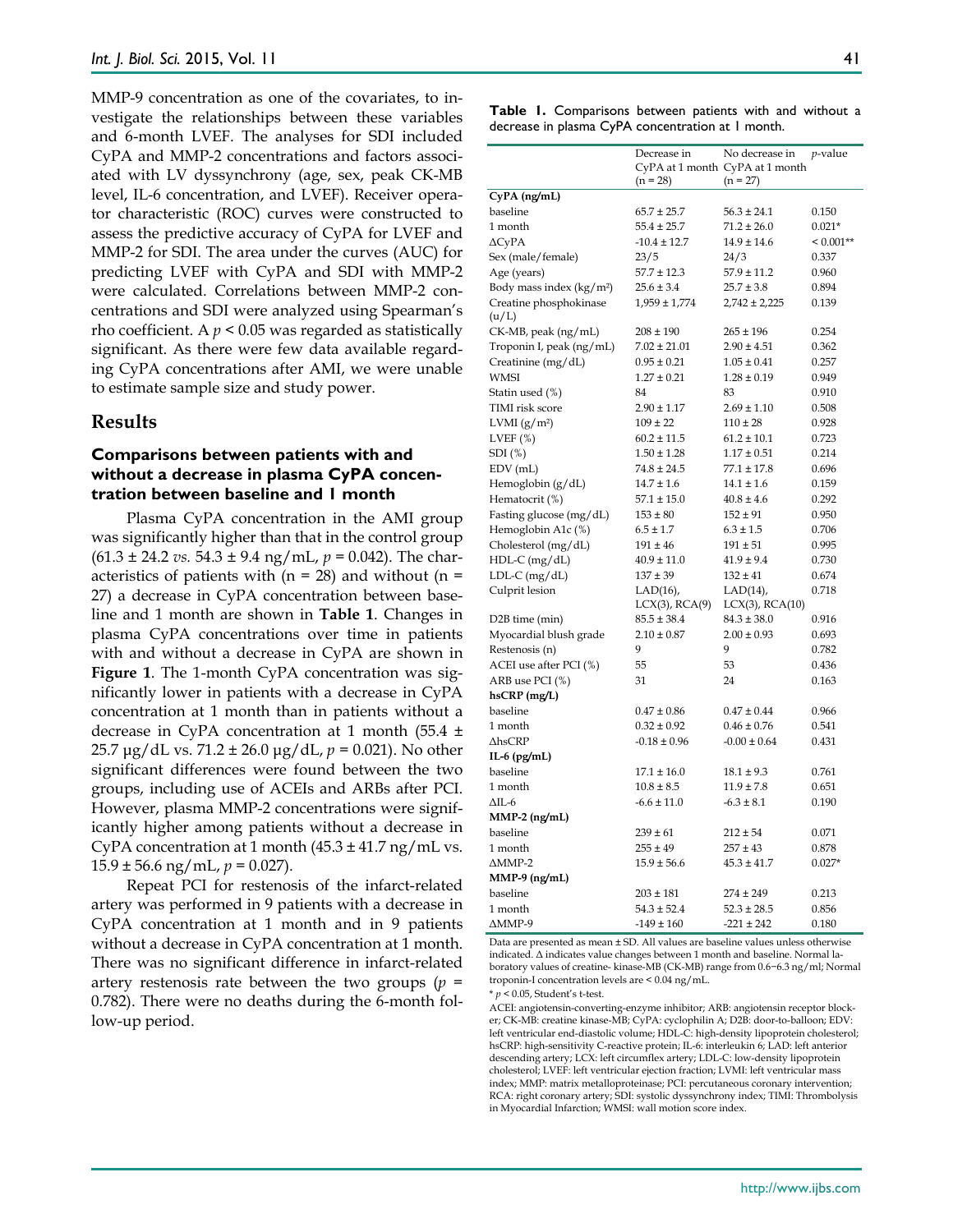MMP-9 concentration as one of the covariates, to investigate the relationships between these variables and 6-month LVEF. The analyses for SDI included CyPA and MMP-2 concentrations and factors associated with LV dyssynchrony (age, sex, peak CK-MB level, IL-6 concentration, and LVEF). Receiver operator characteristic (ROC) curves were constructed to assess the predictive accuracy of CyPA for LVEF and MMP-2 for SDI. The area under the curves (AUC) for predicting LVEF with CyPA and SDI with MMP-2 were calculated. Correlations between MMP-2 concentrations and SDI were analyzed using Spearman's rho coefficient. A $p < 0.05$ was regarded as statistically significant. As there were few data available regarding CyPA concentrations after AMI, we were unable to estimate sample size and study power.

## Results

### Comparisons between patients with and without a decrease in plasma CyPA concentration between baseline and 1 month

Plasma CyPA concentration in the AMI group was significantly higher than that in the control group (61.3 ± 24.2 *vs.* 54.3 ± 9.4 ng/mL, $p = 0.042$). The characteristics of patients with (n = 28) and without (n = 27) a decrease in CyPA concentration between baseline and 1 month are shown in **Table 1**. Changes in plasma CyPA concentrations over time in patients with and without a decrease in CyPA are shown in **Figure 1**. The 1-month CyPA concentration was significantly lower in patients with a decrease in CyPA concentration at 1 month than in patients without a decrease in CyPA concentration at 1 month (55.4 ± 25.7 μg/dL vs. 71.2 ± 26.0 μg/dL, $p = 0.021$). No other significant differences were found between the two groups, including use of ACEIs and ARBs after PCI. However, plasma MMP-2 concentrations were significantly higher among patients without a decrease in CyPA concentration at 1 month (45.3 ± 41.7 ng/mL vs. 15.9 ± 56.6 ng/mL, $p = 0.027$).

Repeat PCI for restenosis of the infarct-related artery was performed in 9 patients with a decrease in CyPA concentration at 1 month and in 9 patients without a decrease in CyPA concentration at 1 month. There was no significant difference in infarct-related artery restenosis rate between the two groups ($p = 0.782$). There were no deaths during the 6-month follow-up period.

**Table 1.** Comparisons between patients with and without a decrease in plasma CyPA concentration at 1 month.

| | Decrease in CyPA at 1 month (n = 28) | No decrease in CyPA at 1 month (n = 27) | *p*-value |
|---|---|---|---|
| **CyPA (ng/mL)** | | | |
| baseline | 65.7 ± 25.7 | 56.3 ± 24.1 | 0.150 |
| 1 month | 55.4 ± 25.7 | 71.2 ± 26.0 | 0.021* |
| ΔCyPA | -10.4 ± 12.7 | 14.9 ± 14.6 | < 0.001** |
| Sex (male/female) | 23/5 | 24/3 | 0.337 |
| Age (years) | 57.7 ± 12.3 | 57.9 ± 11.2 | 0.960 |
| Body mass index (kg/m²) | 25.6 ± 3.4 | 25.7 ± 3.8 | 0.894 |
| Creatine phosphokinase (u/L) | 1,959 ± 1,774 | 2,742 ± 2,225 | 0.139 |
| CK-MB, peak (ng/mL) | 208 ± 190 | 265 ± 196 | 0.254 |
| Troponin I, peak (ng/mL) | 7.02 ± 21.01 | 2.90 ± 4.51 | 0.362 |
| Creatinine (mg/dL) | 0.95 ± 0.21 | 1.05 ± 0.41 | 0.257 |
| WMSI | 1.27 ± 0.21 | 1.28 ± 0.19 | 0.949 |
| Statin used (%) | 84 | 83 | 0.910 |
| TIMI risk score | 2.90 ± 1.17 | 2.69 ± 1.10 | 0.508 |
| LVMI (g/m²) | 109 ± 22 | 110 ± 28 | 0.928 |
| LVEF (%) | 60.2 ± 11.5 | 61.2 ± 10.1 | 0.723 |
| SDI (%) | 1.50 ± 1.28 | 1.17 ± 0.51 | 0.214 |
| EDV (mL) | 74.8 ± 24.5 | 77.1 ± 17.8 | 0.696 |
| Hemoglobin (g/dL) | 14.7 ± 1.6 | 14.1 ± 1.6 | 0.159 |
| Hematocrit (%) | 57.1 ± 15.0 | 40.8 ± 4.6 | 0.292 |
| Fasting glucose (mg/dL) | 153 ± 80 | 152 ± 91 | 0.950 |
| Hemoglobin A1c (%) | 6.5 ± 1.7 | 6.3 ± 1.5 | 0.706 |
| Cholesterol (mg/dL) | 191 ± 46 | 191 ± 51 | 0.995 |
| HDL-C (mg/dL) | 40.9 ± 11.0 | 41.9 ± 9.4 | 0.730 |
| LDL-C (mg/dL) | 137 ± 39 | 132 ± 41 | 0.674 |
| Culprit lesion | LAD(16), LCX(3), RCA(9) | LAD(14), LCX(3), RCA(10) | 0.718 |
| D2B time (min) | 85.5 ± 38.4 | 84.3 ± 38.0 | 0.916 |
| Myocardial blush grade | 2.10 ± 0.87 | 2.00 ± 0.93 | 0.693 |
| Restenosis (n) | 9 | 9 | 0.782 |
| ACEI use after PCI (%) | 55 | 53 | 0.436 |
| ARB use PCI (%) | 31 | 24 | 0.163 |
| **hsCRP (mg/L)** | | | |
| baseline | 0.47 ± 0.86 | 0.47 ± 0.44 | 0.966 |
| 1 month | 0.32 ± 0.92 | 0.46 ± 0.76 | 0.541 |
| ΔhsCRP | -0.18 ± 0.96 | -0.00 ± 0.64 | 0.431 |
| **IL-6 (pg/mL)** | | | |
| baseline | 17.1 ± 16.0 | 18.1 ± 9.3 | 0.761 |
| 1 month | 10.8 ± 8.5 | 11.9 ± 7.8 | 0.651 |
| ΔIL-6 | -6.6 ± 11.0 | -6.3 ± 8.1 | 0.190 |
| **MMP-2 (ng/mL)** | | | |
| baseline | 239 ± 61 | 212 ± 54 | 0.071 |
| 1 month | 255 ± 49 | 257 ± 43 | 0.878 |
| ΔMMP-2 | 15.9 ± 56.6 | 45.3 ± 41.7 | 0.027* |
| **MMP-9 (ng/mL)** | | | |
| baseline | 203 ± 181 | 274 ± 249 | 0.213 |
| 1 month | 54.3 ± 52.4 | 52.3 ± 28.5 | 0.856 |
| ΔMMP-9 | -149 ± 160 | -221 ± 242 | 0.180 |

Data are presented as mean ± SD. All values are baseline values unless otherwise indicated. Δ indicates value changes between 1 month and baseline. Normal laboratory values of creatine- kinase-MB (CK-MB) range from 0.6−6.3 ng/ml; Normal troponin-I concentration levels are < 0.04 ng/mL.

\* $p < 0.05$, Student's t-test.

ACEI: angiotensin-converting-enzyme inhibitor; ARB: angiotensin receptor blocker; CK-MB: creatine kinase-MB; CyPA: cyclophilin A; D2B: door-to-balloon; EDV: left ventricular end-diastolic volume; HDL-C: high-density lipoprotein cholesterol; hsCRP: high-sensitivity C-reactive protein; IL-6: interleukin 6; LAD: left anterior descending artery; LCX: left circumflex artery; LDL-C: low-density lipoprotein cholesterol; LVEF: left ventricular ejection fraction; LVMI: left ventricular mass index; MMP: matrix metalloproteinase; PCI: percutaneous coronary intervention; RCA: right coronary artery; SDI: systolic dyssynchrony index; TIMI: Thrombolysis in Myocardial Infarction; WMSI: wall motion score index.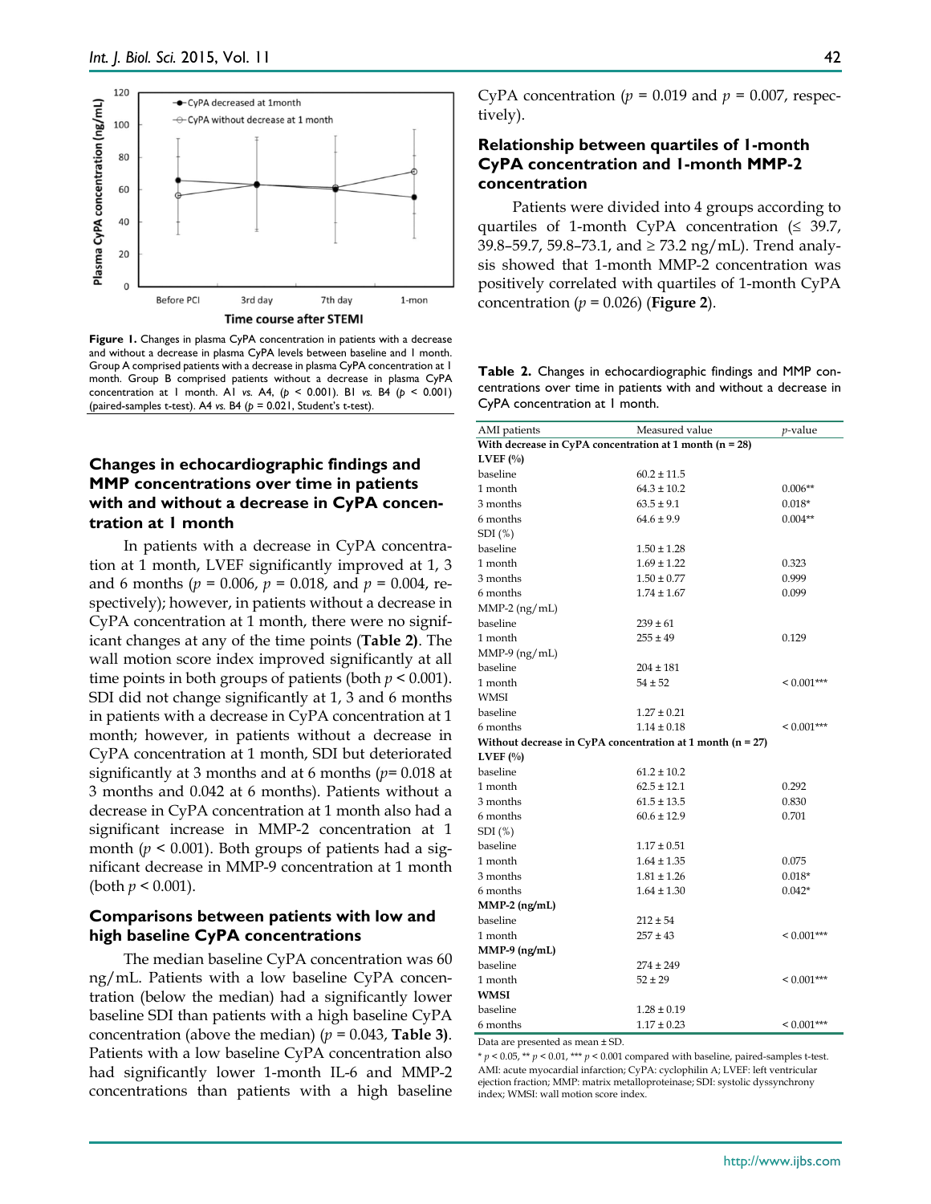Figure 1. Changes in plasma CyPA concentration in patients with a decrease and without a decrease in plasma CyPA levels between baseline and 1 month. Group A comprised patients with a decrease in plasma CyPA concentration at 1 month. Group B comprised patients without a decrease in plasma CyPA concentration at 1 month. A1 *vs.* A4, ($p < 0.001$). B1 *vs.* B4 ($p < 0.001$) (paired-samples t-test). A4 *vs.* B4 ($p = 0.021$, Student's t-test).

## Changes in echocardiographic findings and MMP concentrations over time in patients with and without a decrease in CyPA concentration at 1 month

In patients with a decrease in CyPA concentration at 1 month, LVEF significantly improved at 1, 3 and 6 months ($p = 0.006$, $p = 0.018$, and $p = 0.004$, respectively); however, in patients without a decrease in CyPA concentration at 1 month, there were no significant changes at any of the time points (**Table 2**). The wall motion score index improved significantly at all time points in both groups of patients (both $p < 0.001$). SDI did not change significantly at 1, 3 and 6 months in patients with a decrease in CyPA concentration at 1 month; however, in patients without a decrease in CyPA concentration at 1 month, SDI but deteriorated significantly at 3 months and at 6 months ($p = 0.018$ at 3 months and 0.042 at 6 months). Patients without a decrease in CyPA concentration at 1 month also had a significant increase in MMP-2 concentration at 1 month ($p < 0.001$). Both groups of patients had a significant decrease in MMP-9 concentration at 1 month (both $p < 0.001$).

## Comparisons between patients with low and high baseline CyPA concentrations

The median baseline CyPA concentration was 60 ng/mL. Patients with a low baseline CyPA concentration (below the median) had a significantly lower baseline SDI than patients with a high baseline CyPA concentration (above the median) ($p = 0.043$, **Table 3**). Patients with a low baseline CyPA concentration also had significantly lower 1-month IL-6 and MMP-2 concentrations than patients with a high baseline CyPA concentration ($p = 0.019$ and $p = 0.007$, respectively).

## Relationship between quartiles of 1-month CyPA concentration and 1-month MMP-2 concentration

Patients were divided into 4 groups according to quartiles of 1-month CyPA concentration (≤ 39.7, 39.8–59.7, 59.8–73.1, and ≥ 73.2 ng/mL). Trend analysis showed that 1-month MMP-2 concentration was positively correlated with quartiles of 1-month CyPA concentration ($p = 0.026$) (**Figure 2**).

**Table 2.** Changes in echocardiographic findings and MMP concentrations over time in patients with and without a decrease in CyPA concentration at 1 month.

| AMI patients | Measured value | *p*-value |
|---|---|---|
| **With decrease in CyPA concentration at 1 month (n = 28)** | | |
| **LVEF (%)** | | |
| baseline | 60.2 ± 11.5 | |
| 1 month | 64.3 ± 10.2 | 0.006** |
| 3 months | 63.5 ± 9.1 | 0.018* |
| 6 months | 64.6 ± 9.9 | 0.004** |
| SDI (%) | | |
| baseline | 1.50 ± 1.28 | |
| 1 month | 1.69 ± 1.22 | 0.323 |
| 3 months | 1.50 ± 0.77 | 0.999 |
| 6 months | 1.74 ± 1.67 | 0.099 |
| MMP-2 (ng/mL) | | |
| baseline | 239 ± 61 | |
| 1 month | 255 ± 49 | 0.129 |
| MMP-9 (ng/mL) | | |
| baseline | 204 ± 181 | |
| 1 month | 54 ± 52 | < 0.001*** |
| WMSI | | |
| baseline | 1.27 ± 0.21 | |
| 6 months | 1.14 ± 0.18 | < 0.001*** |
| **Without decrease in CyPA concentration at 1 month (n = 27)** | | |
| **LVEF (%)** | | |
| baseline | 61.2 ± 10.2 | |
| 1 month | 62.5 ± 12.1 | 0.292 |
| 3 months | 61.5 ± 13.5 | 0.830 |
| 6 months | 60.6 ± 12.9 | 0.701 |
| SDI (%) | | |
| baseline | 1.17 ± 0.51 | |
| 1 month | 1.64 ± 1.35 | 0.075 |
| 3 months | 1.81 ± 1.26 | 0.018* |
| 6 months | 1.64 ± 1.30 | 0.042* |
| **MMP-2 (ng/mL)** | | |
| baseline | 212 ± 54 | |
| 1 month | 257 ± 43 | < 0.001*** |
| **MMP-9 (ng/mL)** | | |
| baseline | 274 ± 249 | |
| 1 month | 52 ± 29 | < 0.001*** |
| **WMSI** | | |
| baseline | 1.28 ± 0.19 | |
| 6 months | 1.17 ± 0.23 | < 0.001*** |

Data are presented as mean ± SD.

* $p < 0.05$, ** $p < 0.01$, *** $p < 0.001$ compared with baseline, paired-samples t-test.
AMI: acute myocardial infarction; CyPA: cyclophilin A; LVEF: left ventricular ejection fraction; MMP: matrix metalloproteinase; SDI: systolic dyssynchrony index; WMSI: wall motion score index.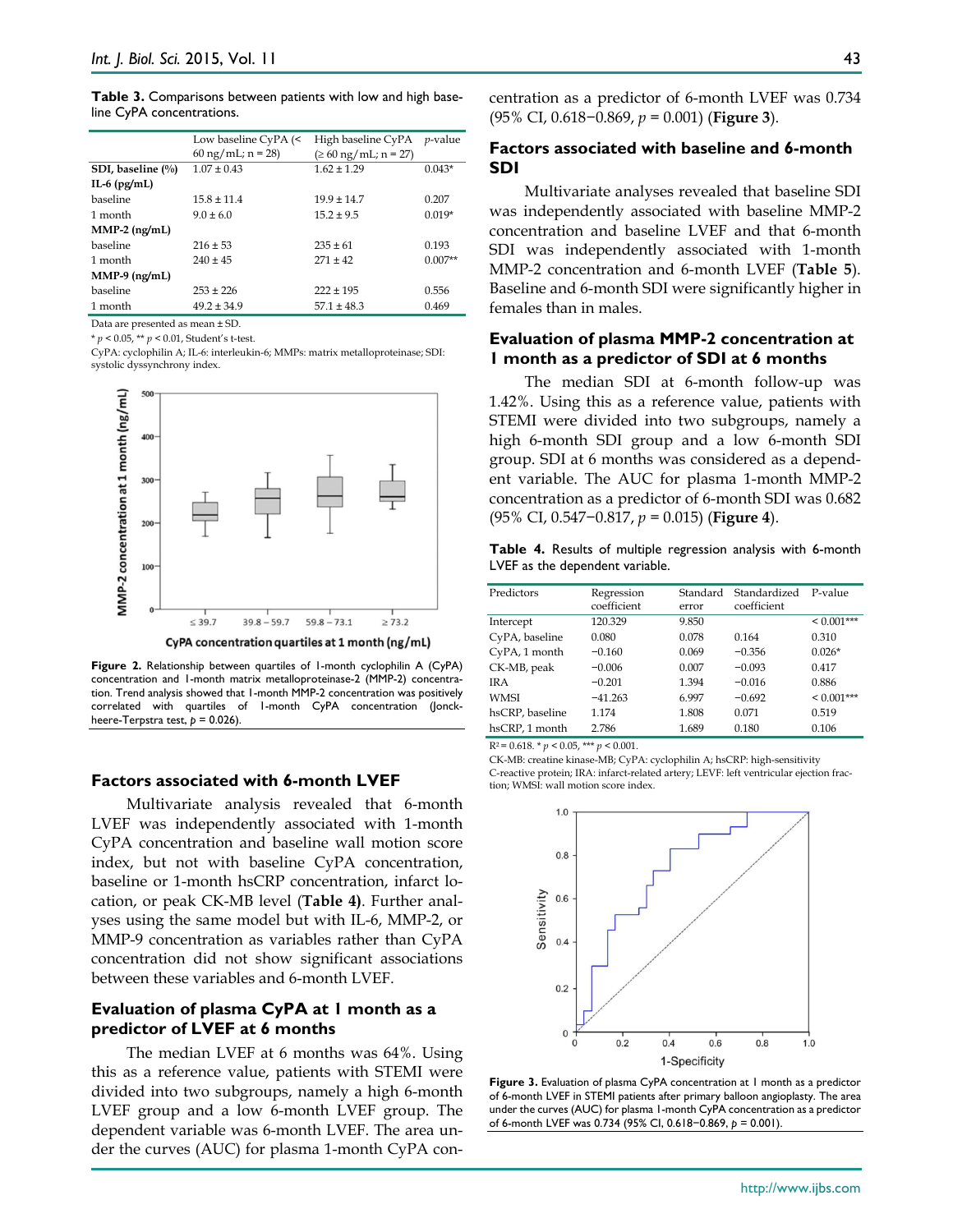**Table 3.** Comparisons between patients with low and high baseline CyPA concentrations.

| | Low baseline CyPA (< 60 ng/mL; n = 28) | High baseline CyPA (≥ 60 ng/mL; n = 27) | *p*-value |
|---|---|---|---|
| **SDI, baseline (%)** | 1.07 ± 0.43 | 1.62 ± 1.29 | 0.043* |
| **IL-6 (pg/mL)** | | | |
| baseline | 15.8 ± 11.4 | 19.9 ± 14.7 | 0.207 |
| 1 month | 9.0 ± 6.0 | 15.2 ± 9.5 | 0.019* |
| **MMP-2 (ng/mL)** | | | |
| baseline | 216 ± 53 | 235 ± 61 | 0.193 |
| 1 month | 240 ± 45 | 271 ± 42 | 0.007** |
| **MMP-9 (ng/mL)** | | | |
| baseline | 253 ± 226 | 222 ± 195 | 0.556 |
| 1 month | 49.2 ± 34.9 | 57.1 ± 48.3 | 0.469 |

Data are presented as mean ± SD.

* $p < 0.05$, ** $p < 0.01$, Student's t-test.

CyPA: cyclophilin A; IL-6: interleukin-6; MMPs: matrix metalloproteinase; SDI: systolic dyssynchrony index.

**Figure 2.** Relationship between quartiles of 1-month cyclophilin A (CyPA) concentration and 1-month matrix metalloproteinase-2 (MMP-2) concentration. Trend analysis showed that 1-month MMP-2 concentration was positively correlated with quartiles of 1-month CyPA concentration (Jonckheere-Terpstra test, $p = 0.026$).

### Factors associated with 6-month LVEF

Multivariate analysis revealed that 6-month LVEF was independently associated with 1-month CyPA concentration and baseline wall motion score index, but not with baseline CyPA concentration, baseline or 1-month hsCRP concentration, infarct location, or peak CK-MB level (**Table 4**). Further analyses using the same model but with IL-6, MMP-2, or MMP-9 concentration as variables rather than CyPA concentration did not show significant associations between these variables and 6-month LVEF.

### Evaluation of plasma CyPA at 1 month as a predictor of LVEF at 6 months

The median LVEF at 6 months was 64%. Using this as a reference value, patients with STEMI were divided into two subgroups, namely a high 6-month LVEF group and a low 6-month LVEF group. The dependent variable was 6-month LVEF. The area under the curves (AUC) for plasma 1-month CyPA concentration as a predictor of 6-month LVEF was 0.734 (95% CI, 0.618−0.869, $p = 0.001$) (**Figure 3**).

### Factors associated with baseline and 6-month SDI

Multivariate analyses revealed that baseline SDI was independently associated with baseline MMP-2 concentration and baseline LVEF and that 6-month SDI was independently associated with 1-month MMP-2 concentration and 6-month LVEF (**Table 5**). Baseline and 6-month SDI were significantly higher in females than in males.

### Evaluation of plasma MMP-2 concentration at 1 month as a predictor of SDI at 6 months

The median SDI at 6-month follow-up was 1.42%. Using this as a reference value, patients with STEMI were divided into two subgroups, namely a high 6-month SDI group and a low 6-month SDI group. SDI at 6 months was considered as a dependent variable. The AUC for plasma 1-month MMP-2 concentration as a predictor of 6-month SDI was 0.682 (95% CI, 0.547−0.817, $p = 0.015$) (**Figure 4**).

**Table 4.** Results of multiple regression analysis with 6-month LVEF as the dependent variable.

| Predictors | Regression coefficient | Standard error | Standardized coefficient | P-value |
|---|---|---|---|---|
| Intercept | 120.329 | 9.850 | | < 0.001*** |
| CyPA, baseline | 0.080 | 0.078 | 0.164 | 0.310 |
| CyPA, 1 month | −0.160 | 0.069 | −0.356 | 0.026* |
| CK-MB, peak | −0.006 | 0.007 | −0.093 | 0.417 |
| IRA | −0.201 | 1.394 | −0.016 | 0.886 |
| WMSI | −41.263 | 6.997 | −0.692 | < 0.001*** |
| hsCRP, baseline | 1.174 | 1.808 | 0.071 | 0.519 |
| hsCRP, 1 month | 2.786 | 1.689 | 0.180 | 0.106 |

$R^2 = 0.618$. * $p < 0.05$, *** $p < 0.001$.

CK-MB: creatine kinase-MB; CyPA: cyclophilin A; hsCRP: high-sensitivity C-reactive protein; IRA: infarct-related artery; LEVF: left ventricular ejection fraction; WMSI: wall motion score index.

**Figure 3.** Evaluation of plasma CyPA concentration at 1 month as a predictor of 6-month LVEF in STEMI patients after primary balloon angioplasty. The area under the curves (AUC) for plasma 1-month CyPA concentration as a predictor of 6-month LVEF was 0.734 (95% CI, 0.618−0.869, $p = 0.001$).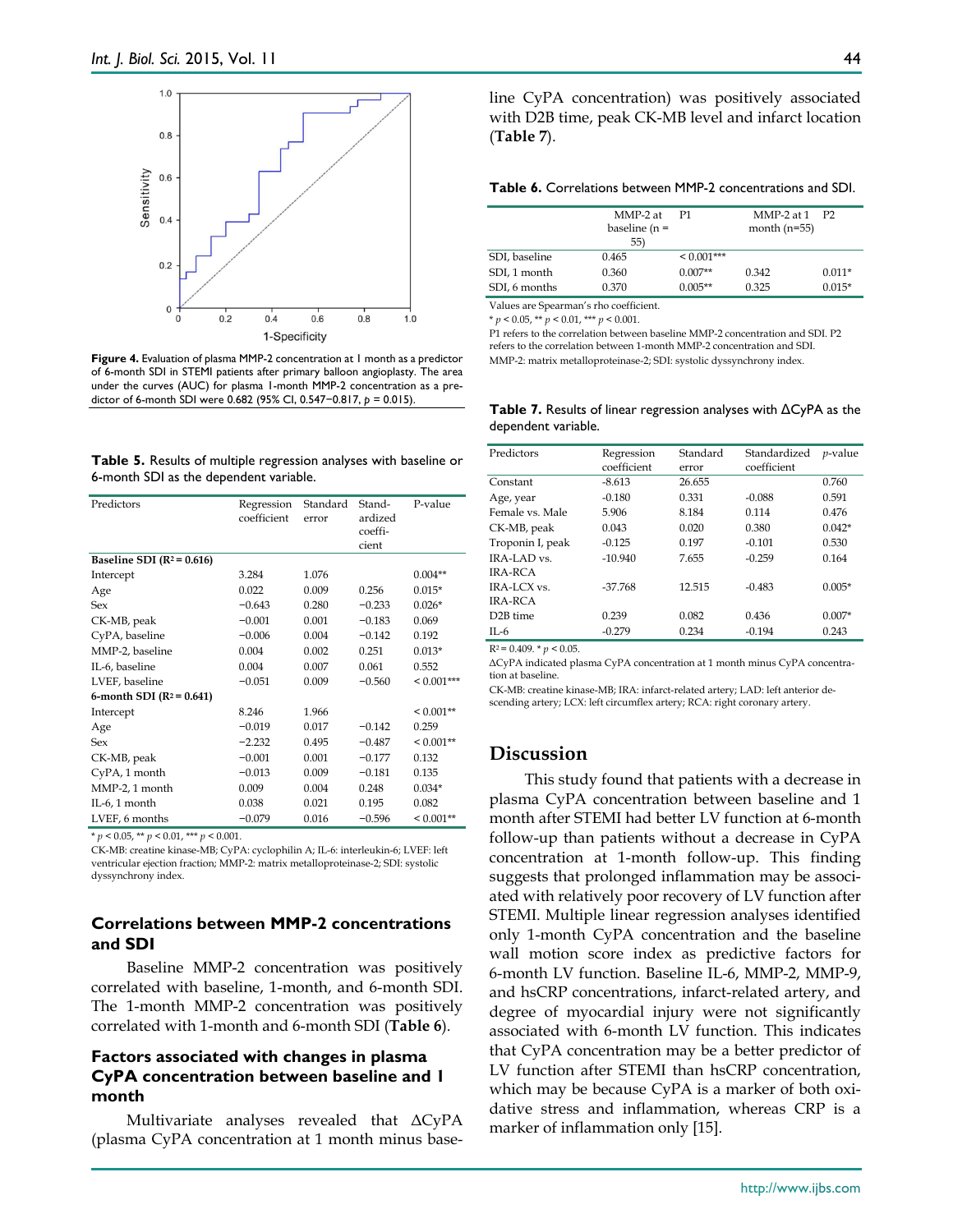Figure 4. Evaluation of plasma MMP-2 concentration at 1 month as a predictor of 6-month SDI in STEMI patients after primary balloon angioplasty. The area under the curves (AUC) for plasma 1-month MMP-2 concentration as a predictor of 6-month SDI were 0.682 (95% CI, 0.547−0.817, $p$ = 0.015).

**Table 5.** Results of multiple regression analyses with baseline or 6-month SDI as the dependent variable.

| Predictors | Regression coefficient | Standard error | Standardized coefficient | P-value |
|---|---|---|---|---|
| **Baseline SDI ($R^2$ = 0.616)** | | | | |
| Intercept | 3.284 | 1.076 | | 0.004** |
| Age | 0.022 | 0.009 | 0.256 | 0.015* |
| Sex | −0.643 | 0.280 | −0.233 | 0.026* |
| CK-MB, peak | −0.001 | 0.001 | −0.183 | 0.069 |
| CyPA, baseline | −0.006 | 0.004 | −0.142 | 0.192 |
| MMP-2, baseline | 0.004 | 0.002 | 0.251 | 0.013* |
| IL-6, baseline | 0.004 | 0.007 | 0.061 | 0.552 |
| LVEF, baseline | −0.051 | 0.009 | −0.560 | < 0.001*** |
| **6-month SDI ($R^2$ = 0.641)** | | | | |
| Intercept | 8.246 | 1.966 | | < 0.001** |
| Age | −0.019 | 0.017 | −0.142 | 0.259 |
| Sex | −2.232 | 0.495 | −0.487 | < 0.001** |
| CK-MB, peak | −0.001 | 0.001 | −0.177 | 0.132 |
| CyPA, 1 month | −0.013 | 0.009 | −0.181 | 0.135 |
| MMP-2, 1 month | 0.009 | 0.004 | 0.248 | 0.034* |
| IL-6, 1 month | 0.038 | 0.021 | 0.195 | 0.082 |
| LVEF, 6 months | −0.079 | 0.016 | −0.596 | < 0.001** |

* $p < 0.05$, ** $p < 0.01$, *** $p < 0.001$.

CK-MB: creatine kinase-MB; CyPA: cyclophilin A; IL-6: interleukin-6; LVEF: left ventricular ejection fraction; MMP-2: matrix metalloproteinase-2; SDI: systolic dyssynchrony index.

### Correlations between MMP-2 concentrations and SDI

Baseline MMP-2 concentration was positively correlated with baseline, 1-month, and 6-month SDI. The 1-month MMP-2 concentration was positively correlated with 1-month and 6-month SDI (**Table 6**).

### Factors associated with changes in plasma CyPA concentration between baseline and 1 month

Multivariate analyses revealed that ΔCyPA (plasma CyPA concentration at 1 month minus baseline CyPA concentration) was positively associated with D2B time, peak CK-MB level and infarct location (**Table 7**).

**Table 6.** Correlations between MMP-2 concentrations and SDI.

| | MMP-2 at baseline (n = 55) | P1 | MMP-2 at 1 month (n=55) | P2 |
|---|---|---|---|---|
| SDI, baseline | 0.465 | < 0.001*** | | |
| SDI, 1 month | 0.360 | 0.007** | 0.342 | 0.011* |
| SDI, 6 months | 0.370 | 0.005** | 0.325 | 0.015* |

Values are Spearman's rho coefficient.

* $p < 0.05$, ** $p < 0.01$, *** $p < 0.001$.

P1 refers to the correlation between baseline MMP-2 concentration and SDI. P2 refers to the correlation between 1-month MMP-2 concentration and SDI.

MMP-2: matrix metalloproteinase-2; SDI: systolic dyssynchrony index.

**Table 7.** Results of linear regression analyses with ΔCyPA as the dependent variable.

| Predictors | Regression coefficient | Standard error | Standardized coefficient | $p$-value |
|---|---|---|---|---|
| Constant | -8.613 | 26.655 | | 0.760 |
| Age, year | -0.180 | 0.331 | -0.088 | 0.591 |
| Female vs. Male | 5.906 | 8.184 | 0.114 | 0.476 |
| CK-MB, peak | 0.043 | 0.020 | 0.380 | 0.042* |
| Troponin I, peak | -0.125 | 0.197 | -0.101 | 0.530 |
| IRA-LAD vs. IRA-RCA | -10.940 | 7.655 | -0.259 | 0.164 |
| IRA-LCX vs. IRA-RCA | -37.768 | 12.515 | -0.483 | 0.005* |
| D2B time | 0.239 | 0.082 | 0.436 | 0.007* |
| IL-6 | -0.279 | 0.234 | -0.194 | 0.243 |

$R^2$ = 0.409. * $p < 0.05$.

ΔCyPA indicated plasma CyPA concentration at 1 month minus CyPA concentration at baseline.

CK-MB: creatine kinase-MB; IRA: infarct-related artery; LAD: left anterior descending artery; LCX: left circumflex artery; RCA: right coronary artery.

## Discussion

This study found that patients with a decrease in plasma CyPA concentration between baseline and 1 month after STEMI had better LV function at 6-month follow-up than patients without a decrease in CyPA concentration at 1-month follow-up. This finding suggests that prolonged inflammation may be associated with relatively poor recovery of LV function after STEMI. Multiple linear regression analyses identified only 1-month CyPA concentration and the baseline wall motion score index as predictive factors for 6-month LV function. Baseline IL-6, MMP-2, MMP-9, and hsCRP concentrations, infarct-related artery, and degree of myocardial injury were not significantly associated with 6-month LV function. This indicates that CyPA concentration may be a better predictor of LV function after STEMI than hsCRP concentration, which may be because CyPA is a marker of both oxidative stress and inflammation, whereas CRP is a marker of inflammation only [15].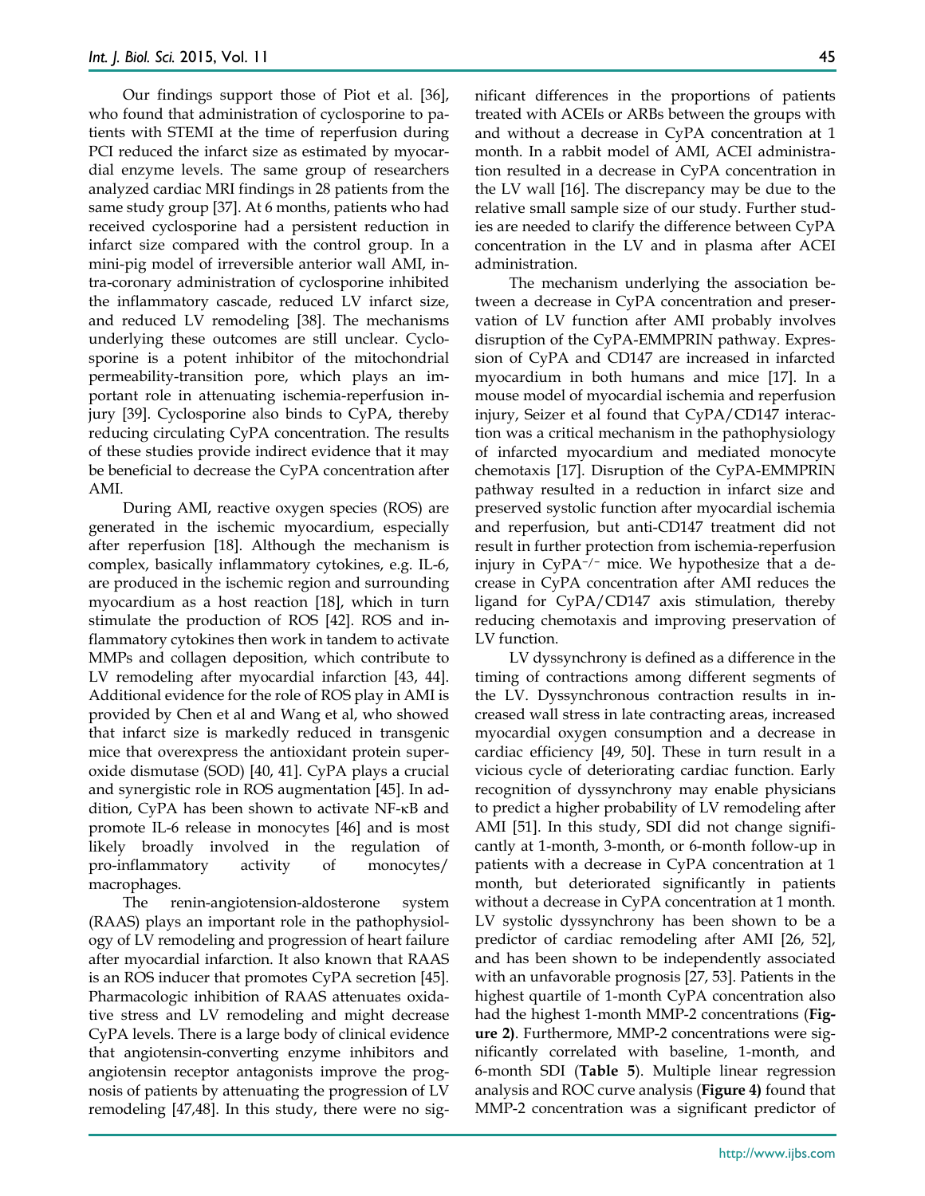Our findings support those of Piot et al. [36], who found that administration of cyclosporine to patients with STEMI at the time of reperfusion during PCI reduced the infarct size as estimated by myocardial enzyme levels. The same group of researchers analyzed cardiac MRI findings in 28 patients from the same study group [37]. At 6 months, patients who had received cyclosporine had a persistent reduction in infarct size compared with the control group. In a mini-pig model of irreversible anterior wall AMI, intra-coronary administration of cyclosporine inhibited the inflammatory cascade, reduced LV infarct size, and reduced LV remodeling [38]. The mechanisms underlying these outcomes are still unclear. Cyclosporine is a potent inhibitor of the mitochondrial permeability-transition pore, which plays an important role in attenuating ischemia-reperfusion injury [39]. Cyclosporine also binds to CyPA, thereby reducing circulating CyPA concentration. The results of these studies provide indirect evidence that it may be beneficial to decrease the CyPA concentration after AMI.

During AMI, reactive oxygen species (ROS) are generated in the ischemic myocardium, especially after reperfusion [18]. Although the mechanism is complex, basically inflammatory cytokines, e.g. IL-6, are produced in the ischemic region and surrounding myocardium as a host reaction [18], which in turn stimulate the production of ROS [42]. ROS and inflammatory cytokines then work in tandem to activate MMPs and collagen deposition, which contribute to LV remodeling after myocardial infarction [43, 44]. Additional evidence for the role of ROS play in AMI is provided by Chen et al and Wang et al, who showed that infarct size is markedly reduced in transgenic mice that overexpress the antioxidant protein superoxide dismutase (SOD) [40, 41]. CyPA plays a crucial and synergistic role in ROS augmentation [45]. In addition, CyPA has been shown to activate NF-κB and promote IL-6 release in monocytes [46] and is most likely broadly involved in the regulation of pro-inflammatory activity of monocytes/macrophages.

The renin-angiotension-aldosterone system (RAAS) plays an important role in the pathophysiology of LV remodeling and progression of heart failure after myocardial infarction. It also known that RAAS is an ROS inducer that promotes CyPA secretion [45]. Pharmacologic inhibition of RAAS attenuates oxidative stress and LV remodeling and might decrease CyPA levels. There is a large body of clinical evidence that angiotensin-converting enzyme inhibitors and angiotensin receptor antagonists improve the prognosis of patients by attenuating the progression of LV remodeling [47,48]. In this study, there were no significant differences in the proportions of patients treated with ACEIs or ARBs between the groups with and without a decrease in CyPA concentration at 1 month. In a rabbit model of AMI, ACEI administration resulted in a decrease in CyPA concentration in the LV wall [16]. The discrepancy may be due to the relative small sample size of our study. Further studies are needed to clarify the difference between CyPA concentration in the LV and in plasma after ACEI administration.

The mechanism underlying the association between a decrease in CyPA concentration and preservation of LV function after AMI probably involves disruption of the CyPA-EMMPRIN pathway. Expression of CyPA and CD147 are increased in infarcted myocardium in both humans and mice [17]. In a mouse model of myocardial ischemia and reperfusion injury, Seizer et al found that CyPA/CD147 interaction was a critical mechanism in the pathophysiology of infarcted myocardium and mediated monocyte chemotaxis [17]. Disruption of the CyPA-EMMPRIN pathway resulted in a reduction in infarct size and preserved systolic function after myocardial ischemia and reperfusion, but anti-CD147 treatment did not result in further protection from ischemia-reperfusion injury in $CyPA^{-/-}$ mice. We hypothesize that a decrease in CyPA concentration after AMI reduces the ligand for CyPA/CD147 axis stimulation, thereby reducing chemotaxis and improving preservation of LV function.

LV dyssynchrony is defined as a difference in the timing of contractions among different segments of the LV. Dyssynchronous contraction results in increased wall stress in late contracting areas, increased myocardial oxygen consumption and a decrease in cardiac efficiency [49, 50]. These in turn result in a vicious cycle of deteriorating cardiac function. Early recognition of dyssynchrony may enable physicians to predict a higher probability of LV remodeling after AMI [51]. In this study, SDI did not change significantly at 1-month, 3-month, or 6-month follow-up in patients with a decrease in CyPA concentration at 1 month, but deteriorated significantly in patients without a decrease in CyPA concentration at 1 month. LV systolic dyssynchrony has been shown to be a predictor of cardiac remodeling after AMI [26, 52], and has been shown to be independently associated with an unfavorable prognosis [27, 53]. Patients in the highest quartile of 1-month CyPA concentration also had the highest 1-month MMP-2 concentrations (**Figure 2)**. Furthermore, MMP-2 concentrations were significantly correlated with baseline, 1-month, and 6-month SDI (**Table 5**). Multiple linear regression analysis and ROC curve analysis (**Figure 4)** found that MMP-2 concentration was a significant predictor of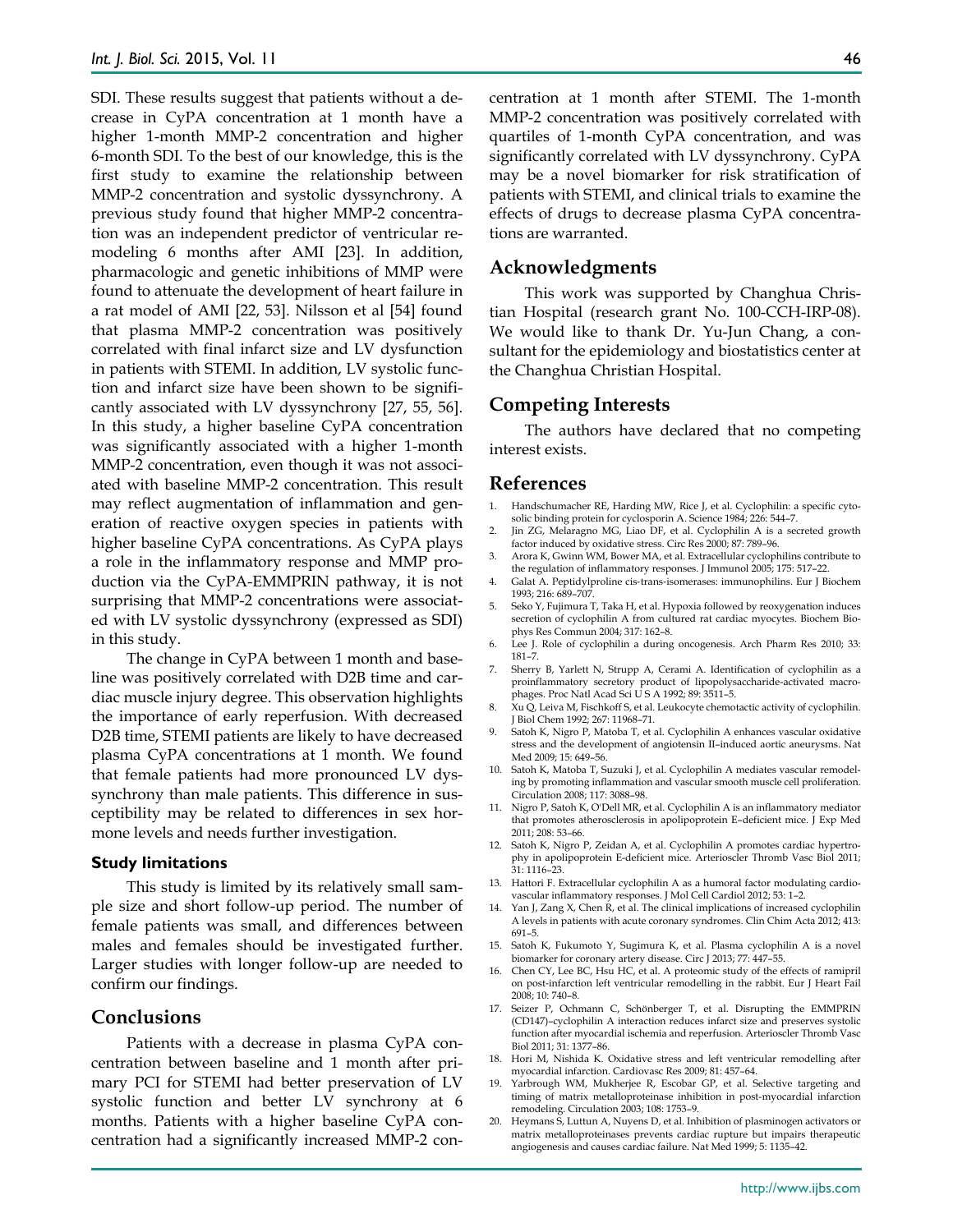SDI. These results suggest that patients without a decrease in CyPA concentration at 1 month have a higher 1-month MMP-2 concentration and higher 6-month SDI. To the best of our knowledge, this is the first study to examine the relationship between MMP-2 concentration and systolic dyssynchrony. A previous study found that higher MMP-2 concentration was an independent predictor of ventricular remodeling 6 months after AMI [23]. In addition, pharmacologic and genetic inhibitions of MMP were found to attenuate the development of heart failure in a rat model of AMI [22, 53]. Nilsson et al [54] found that plasma MMP-2 concentration was positively correlated with final infarct size and LV dysfunction in patients with STEMI. In addition, LV systolic function and infarct size have been shown to be significantly associated with LV dyssynchrony [27, 55, 56]. In this study, a higher baseline CyPA concentration was significantly associated with a higher 1-month MMP-2 concentration, even though it was not associated with baseline MMP-2 concentration. This result may reflect augmentation of inflammation and generation of reactive oxygen species in patients with higher baseline CyPA concentrations. As CyPA plays a role in the inflammatory response and MMP production via the CyPA-EMMPRIN pathway, it is not surprising that MMP-2 concentrations were associated with LV systolic dyssynchrony (expressed as SDI) in this study.

The change in CyPA between 1 month and baseline was positively correlated with D2B time and cardiac muscle injury degree. This observation highlights the importance of early reperfusion. With decreased D2B time, STEMI patients are likely to have decreased plasma CyPA concentrations at 1 month. We found that female patients had more pronounced LV dyssynchrony than male patients. This difference in susceptibility may be related to differences in sex hormone levels and needs further investigation.

### Study limitations

This study is limited by its relatively small sample size and short follow-up period. The number of female patients was small, and differences between males and females should be investigated further. Larger studies with longer follow-up are needed to confirm our findings.

## Conclusions

Patients with a decrease in plasma CyPA concentration between baseline and 1 month after primary PCI for STEMI had better preservation of LV systolic function and better LV synchrony at 6 months. Patients with a higher baseline CyPA concentration had a significantly increased MMP-2 concentration at 1 month after STEMI. The 1-month MMP-2 concentration was positively correlated with quartiles of 1-month CyPA concentration, and was significantly correlated with LV dyssynchrony. CyPA may be a novel biomarker for risk stratification of patients with STEMI, and clinical trials to examine the effects of drugs to decrease plasma CyPA concentrations are warranted.

## Acknowledgments

This work was supported by Changhua Christian Hospital (research grant No. 100-CCH-IRP-08). We would like to thank Dr. Yu-Jun Chang, a consultant for the epidemiology and biostatistics center at the Changhua Christian Hospital.

## Competing Interests

The authors have declared that no competing interest exists.

## References

1. Handschumacher RE, Harding MW, Rice J, et al. Cyclophilin: a specific cytosolic binding protein for cyclosporin A. Science 1984; 226: 544–7.
2. Jin ZG, Melaragno MG, Liao DF, et al. Cyclophilin A is a secreted growth factor induced by oxidative stress. Circ Res 2000; 87: 789–96.
3. Arora K, Gwinn WM, Bower MA, et al. Extracellular cyclophilins contribute to the regulation of inflammatory responses. J Immunol 2005; 175: 517–22.
4. Galat A. Peptidylproline cis-trans-isomerases: immunophilins. Eur J Biochem 1993; 216: 689–707.
5. Seko Y, Fujimura T, Taka H, et al. Hypoxia followed by reoxygenation induces secretion of cyclophilin A from cultured rat cardiac myocytes. Biochem Biophys Res Commun 2004; 317: 162–8.
6. Lee J. Role of cyclophilin a during oncogenesis. Arch Pharm Res 2010; 33: 181–7.
7. Sherry B, Yarlett N, Strupp A, Cerami A. Identification of cyclophilin as a proinflammatory secretory product of lipopolysaccharide-activated macrophages. Proc Natl Acad Sci U S A 1992; 89: 3511–5.
8. Xu Q, Leiva M, Fischkoff S, et al. Leukocyte chemotactic activity of cyclophilin. J Biol Chem 1992; 267: 11968–71.
9. Satoh K, Nigro P, Matoba T, et al. Cyclophilin A enhances vascular oxidative stress and the development of angiotensin II–induced aortic aneurysms. Nat Med 2009; 15: 649–56.
10. Satoh K, Matoba T, Suzuki J, et al. Cyclophilin A mediates vascular remodeling by promoting inflammation and vascular smooth muscle cell proliferation. Circulation 2008; 117: 3088–98.
11. Nigro P, Satoh K, O'Dell MR, et al. Cyclophilin A is an inflammatory mediator that promotes atherosclerosis in apolipoprotein E–deficient mice. J Exp Med 2011; 208: 53–66.
12. Satoh K, Nigro P, Zeidan A, et al. Cyclophilin A promotes cardiac hypertrophy in apolipoprotein E-deficient mice. Arterioscler Thromb Vasc Biol 2011; 31: 1116–23.
13. Hattori F. Extracellular cyclophilin A as a humoral factor modulating cardiovascular inflammatory responses. J Mol Cell Cardiol 2012; 53: 1–2.
14. Yan J, Zang X, Chen R, et al. The clinical implications of increased cyclophilin A levels in patients with acute coronary syndromes. Clin Chim Acta 2012; 413: 691–5.
15. Satoh K, Fukumoto Y, Sugimura K, et al. Plasma cyclophilin A is a novel biomarker for coronary artery disease. Circ J 2013; 77: 447–55.
16. Chen CY, Lee BC, Hsu HC, et al. A proteomic study of the effects of ramipril on post-infarction left ventricular remodelling in the rabbit. Eur J Heart Fail 2008; 10: 740–8.
17. Seizer P, Ochmann C, Schönberger T, et al. Disrupting the EMMPRIN (CD147)–cyclophilin A interaction reduces infarct size and preserves systolic function after myocardial ischemia and reperfusion. Arterioscler Thromb Vasc Biol 2011; 31: 1377–86.
18. Hori M, Nishida K. Oxidative stress and left ventricular remodelling after myocardial infarction. Cardiovasc Res 2009; 81: 457–64.
19. Yarbrough WM, Mukherjee R, Escobar GP, et al. Selective targeting and timing of matrix metalloproteinase inhibition in post-myocardial infarction remodeling. Circulation 2003; 108: 1753–9.
20. Heymans S, Luttun A, Nuyens D, et al. Inhibition of plasminogen activators or matrix metalloproteinases prevents cardiac rupture but impairs therapeutic angiogenesis and causes cardiac failure. Nat Med 1999; 5: 1135–42.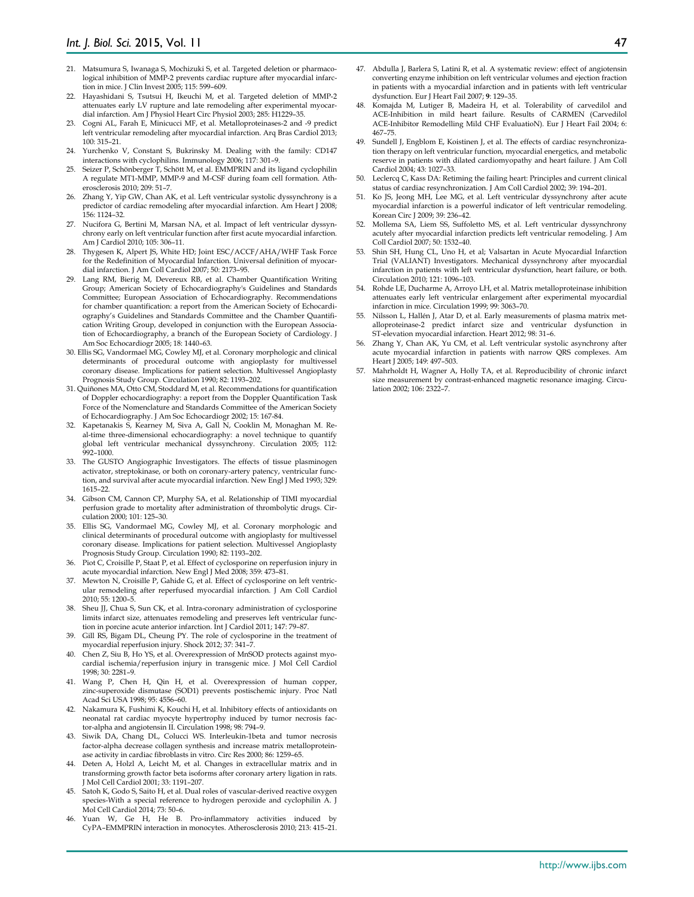21. Matsumura S, Iwanaga S, Mochizuki S, et al. Targeted deletion or pharmacological inhibition of MMP-2 prevents cardiac rupture after myocardial infarction in mice. J Clin Invest 2005; 115: 599–609.
22. Hayashidani S, Tsutsui H, Ikeuchi M, et al. Targeted deletion of MMP-2 attenuates early LV rupture and late remodeling after experimental myocardial infarction. Am J Physiol Heart Circ Physiol 2003; 285: H1229–35.
23. Cogni AL, Farah E, Minicucci MF, et al. Metalloproteinases-2 and -9 predict left ventricular remodeling after myocardial infarction. Arq Bras Cardiol 2013; 100: 315–21.
24. Yurchenko V, Constant S, Bukrinsky M. Dealing with the family: CD147 interactions with cyclophilins. Immunology 2006; 117: 301–9.
25. Seizer P, Schönberger T, Schött M, et al. EMMPRIN and its ligand cyclophilin A regulate MT1-MMP, MMP-9 and M-CSF during foam cell formation. Atherosclerosis 2010; 209: 51–7.
26. Zhang Y, Yip GW, Chan AK, et al. Left ventricular systolic dyssynchrony is a predictor of cardiac remodeling after myocardial infarction. Am Heart J 2008; 156: 1124–32.
27. Nucifora G, Bertini M, Marsan NA, et al. Impact of left ventricular dyssynchrony early on left ventricular function after first acute myocardial infarction. Am J Cardiol 2010; 105: 306–11.
28. Thygesen K, Alpert JS, White HD; Joint ESC/ACCF/AHA/WHF Task Force for the Redefinition of Myocardial Infarction. Universal definition of myocardial infarction. J Am Coll Cardiol 2007; 50: 2173–95.
29. Lang RM, Bierig M, Devereux RB, et al. Chamber Quantification Writing Group; American Society of Echocardiography's Guidelines and Standards Committee; European Association of Echocardiography. Recommendations for chamber quantification: a report from the American Society of Echocardiography's Guidelines and Standards Committee and the Chamber Quantification Writing Group, developed in conjunction with the European Association of Echocardiography, a branch of the European Society of Cardiology. J Am Soc Echocardiogr 2005; 18: 1440–63.
30. Ellis SG, Vandormael MG, Cowley MJ, et al. Coronary morphologic and clinical determinants of procedural outcome with angioplasty for multivessel coronary disease. Implications for patient selection. Multivessel Angioplasty Prognosis Study Group. Circulation 1990; 82: 1193–202.
31. Quiñones MA, Otto CM, Stoddard M, et al. Recommendations for quantification of Doppler echocardiography: a report from the Doppler Quantification Task Force of the Nomenclature and Standards Committee of the American Society of Echocardiography. J Am Soc Echocardiogr 2002; 15: 167-84.
32. Kapetanakis S, Kearney M, Siva A, Gall N, Cooklin M, Monaghan M. Real-time three-dimensional echocardiography: a novel technique to quantify global left ventricular mechanical dyssynchrony. Circulation 2005; 112: 992–1000.
33. The GUSTO Angiographic Investigators. The effects of tissue plasminogen activator, streptokinase, or both on coronary-artery patency, ventricular function, and survival after acute myocardial infarction. New Engl J Med 1993; 329: 1615–22.
34. Gibson CM, Cannon CP, Murphy SA, et al. Relationship of TIMI myocardial perfusion grade to mortality after administration of thrombolytic drugs. Circulation 2000; 101: 125–30.
35. Ellis SG, Vandormael MG, Cowley MJ, et al. Coronary morphologic and clinical determinants of procedural outcome with angioplasty for multivessel coronary disease. Implications for patient selection. Multivessel Angioplasty Prognosis Study Group. Circulation 1990; 82: 1193–202.
36. Piot C, Croisille P, Staat P, et al. Effect of cyclosporine on reperfusion injury in acute myocardial infarction. New Engl J Med 2008; 359: 473–81.
37. Mewton N, Croisille P, Gahide G, et al. Effect of cyclosporine on left ventricular remodeling after reperfused myocardial infarction. J Am Coll Cardiol 2010; 55: 1200–5.
38. Sheu JJ, Chua S, Sun CK, et al. Intra-coronary administration of cyclosporine limits infarct size, attenuates remodeling and preserves left ventricular function in porcine acute anterior infarction. Int J Cardiol 2011; 147: 79–87.
39. Gill RS, Bigam DL, Cheung PY. The role of cyclosporine in the treatment of myocardial reperfusion injury. Shock 2012; 37: 341–7.
40. Chen Z, Siu B, Ho YS, et al. Overexpression of MnSOD protects against myocardial ischemia/reperfusion injury in transgenic mice. J Mol Cell Cardiol 1998; 30: 2281–9.
41. Wang P, Chen H, Qin H, et al. Overexpression of human copper, zinc-superoxide dismutase (SOD1) prevents postischemic injury. Proc Natl Acad Sci USA 1998; 95: 4556–60.
42. Nakamura K, Fushimi K, Kouchi H, et al. Inhibitory effects of antioxidants on neonatal rat cardiac myocyte hypertrophy induced by tumor necrosis factor-alpha and angiotensin II. Circulation 1998; 98: 794–9.
43. Siwik DA, Chang DL, Colucci WS. Interleukin-1beta and tumor necrosis factor-alpha decrease collagen synthesis and increase matrix metalloproteinase activity in cardiac fibroblasts in vitro. Circ Res 2000; 86: 1259–65.
44. Deten A, Holzl A, Leicht M, et al. Changes in extracellular matrix and in transforming growth factor beta isoforms after coronary artery ligation in rats. J Mol Cell Cardiol 2001; 33: 1191–207.
45. Satoh K, Godo S, Saito H, et al. Dual roles of vascular-derived reactive oxygen species-With a special reference to hydrogen peroxide and cyclophilin A. J Mol Cell Cardiol 2014; 73: 50–6.
46. Yuan W, Ge H, He B. Pro-inflammatory activities induced by CyPA–EMMPRIN interaction in monocytes. Atherosclerosis 2010; 213: 415–21.
47. Abdulla J, Barlera S, Latini R, et al. A systematic review: effect of angiotensin converting enzyme inhibition on left ventricular volumes and ejection fraction in patients with a myocardial infarction and in patients with left ventricular dysfunction. Eur J Heart Fail 2007; **9**: 129–35.
48. Komajda M, Lutiger B, Madeira H, et al. Tolerability of carvedilol and ACE-Inhibition in mild heart failure. Results of CARMEN (Carvedilol ACE-Inhibitor Remodelling Mild CHF EvaluatioN). Eur J Heart Fail 2004; 6: 467–75.
49. Sundell J, Engblom E, Koistinen J, et al. The effects of cardiac resynchronization therapy on left ventricular function, myocardial energetics, and metabolic reserve in patients with dilated cardiomyopathy and heart failure. J Am Coll Cardiol 2004; 43: 1027–33.
50. Leclercq C, Kass DA: Retiming the failing heart: Principles and current clinical status of cardiac resynchronization. J Am Coll Cardiol 2002; 39: 194–201.
51. Ko JS, Jeong MH, Lee MG, et al. Left ventricular dyssynchrony after acute myocardial infarction is a powerful indicator of left ventricular remodeling. Korean Circ J 2009; 39: 236–42.
52. Mollema SA, Liem SS, Suffoletto MS, et al. Left ventricular dyssynchrony acutely after myocardial infarction predicts left ventricular remodeling. J Am Coll Cardiol 2007; 50: 1532–40.
53. Shin SH, Hung CL, Uno H, et al; Valsartan in Acute Myocardial Infarction Trial (VALIANT) Investigators. Mechanical dyssynchrony after myocardial infarction in patients with left ventricular dysfunction, heart failure, or both. Circulation 2010; 121: 1096–103.
54. Rohde LE, Ducharme A, Arroyo LH, et al. Matrix metalloproteinase inhibition attenuates early left ventricular enlargement after experimental myocardial infarction in mice. Circulation 1999; 99: 3063–70.
55. Nilsson L, Hallén J, Atar D, et al. Early measurements of plasma matrix metalloproteinase-2 predict infarct size and ventricular dysfunction in ST-elevation myocardial infarction. Heart 2012; 98: 31–6.
56. Zhang Y, Chan AK, Yu CM, et al. Left ventricular systolic asynchrony after acute myocardial infarction in patients with narrow QRS complexes. Am Heart J 2005; 149: 497–503.
57. Mahrholdt H, Wagner A, Holly TA, et al. Reproducibility of chronic infarct size measurement by contrast-enhanced magnetic resonance imaging. Circulation 2002; 106: 2322–7.